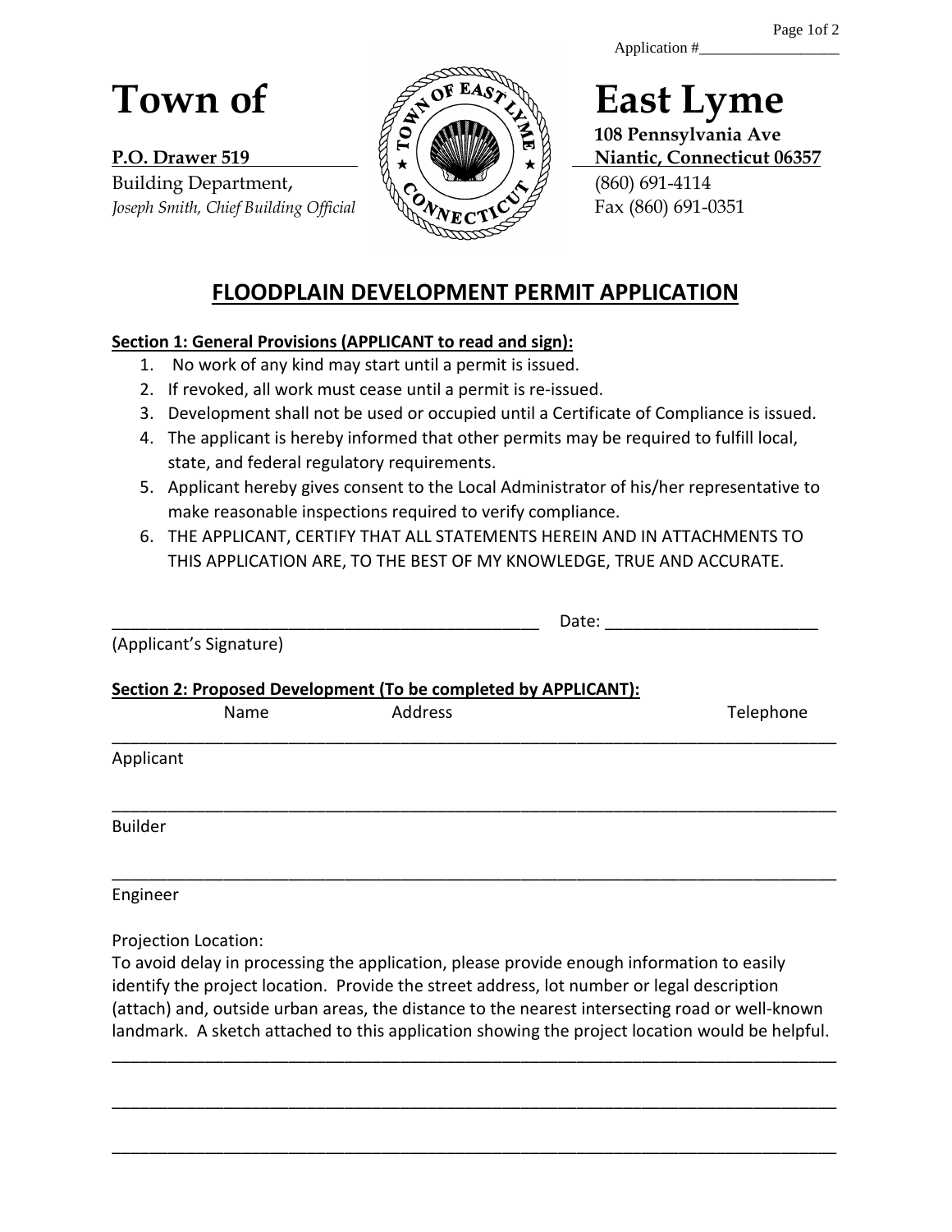Application #_________________

# Town of East Lyme

**P.O. Drawer 519**
Building Department,
*Joseph Smith, Chief Building Official*

**108 Pennsylvania Ave**
**Niantic, Connecticut 06357**
(860) 691-4114
Fax (860) 691-0351

## FLOODPLAIN DEVELOPMENT PERMIT APPLICATION

**Section 1: General Provisions (APPLICANT to read and sign):**

1. No work of any kind may start until a permit is issued.
2. If revoked, all work must cease until a permit is re-issued.
3. Development shall not be used or occupied until a Certificate of Compliance is issued.
4. The applicant is hereby informed that other permits may be required to fulfill local, state, and federal regulatory requirements.
5. Applicant hereby gives consent to the Local Administrator of his/her representative to make reasonable inspections required to verify compliance.
6. THE APPLICANT, CERTIFY THAT ALL STATEMENTS HEREIN AND IN ATTACHMENTS TO THIS APPLICATION ARE, TO THE BEST OF MY KNOWLEDGE, TRUE AND ACCURATE.

_______________________________________________ Date: _______________________
(Applicant's Signature)

**Section 2: Proposed Development (To be completed by APPLICANT):**

| | Name | Address | Telephone |
| --- | --- | --- | --- |
| Applicant | | | |
| Builder | | | |
| Engineer | | | |

Projection Location:
To avoid delay in processing the application, please provide enough information to easily identify the project location. Provide the street address, lot number or legal description (attach) and, outside urban areas, the distance to the nearest intersecting road or well-known landmark. A sketch attached to this application showing the project location would be helpful.

_______________________________________________________________________________

_______________________________________________________________________________

_______________________________________________________________________________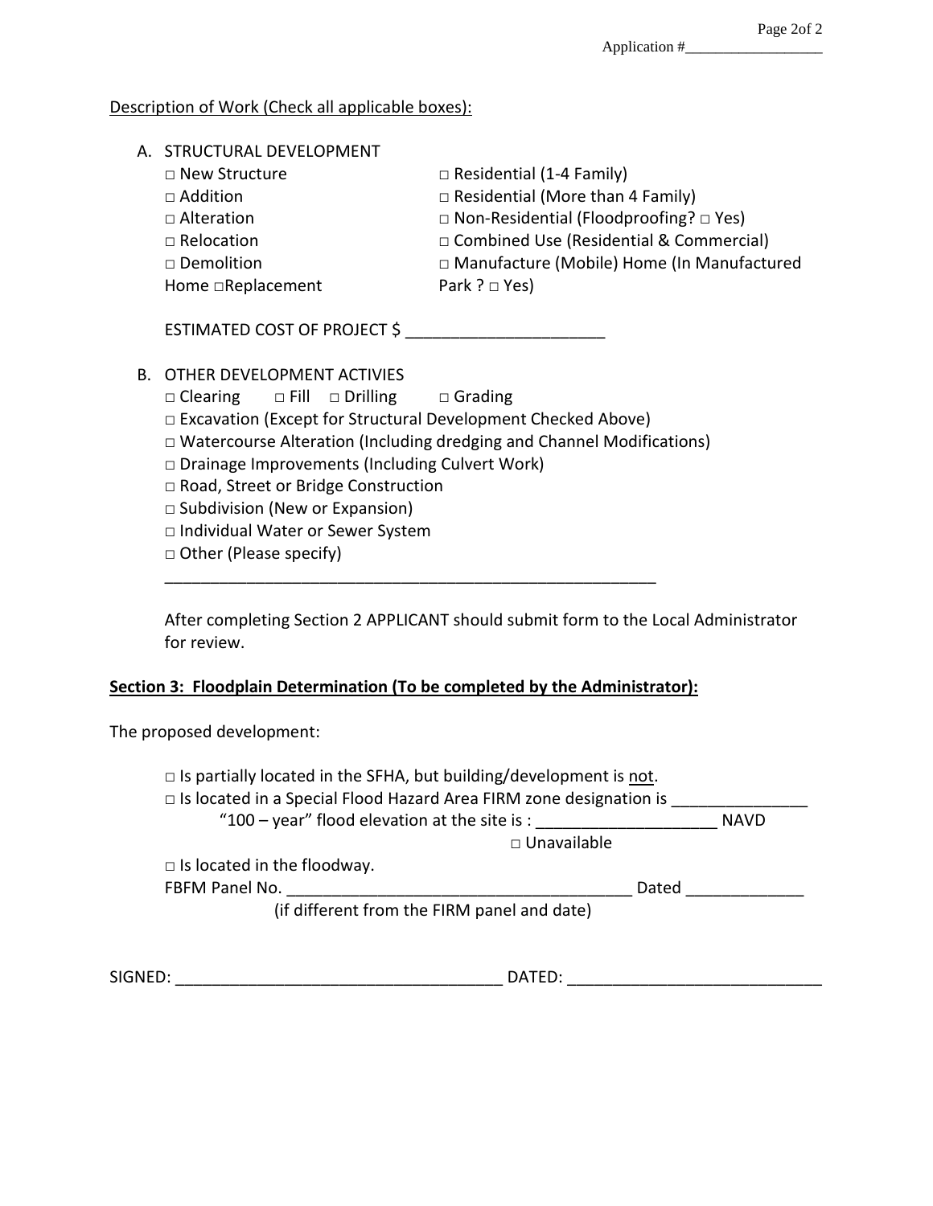Application #__________________

Description of Work (Check all applicable boxes):

A. STRUCTURAL DEVELOPMENT

□ New Structure
□ Addition
□ Alteration
□ Relocation
□ Demolition
Home □Replacement

□ Residential (1-4 Family)
□ Residential (More than 4 Family)
□ Non-Residential (Floodproofing? □ Yes)
□ Combined Use (Residential & Commercial)
□ Manufacture (Mobile) Home (In Manufactured Park ? □ Yes)

ESTIMATED COST OF PROJECT $ ______________________

B. OTHER DEVELOPMENT ACTIVIES

□ Clearing □ Fill □ Drilling □ Grading
□ Excavation (Except for Structural Development Checked Above)
□ Watercourse Alteration (Including dredging and Channel Modifications)
□ Drainage Improvements (Including Culvert Work)
□ Road, Street or Bridge Construction
□ Subdivision (New or Expansion)
□ Individual Water or Sewer System
□ Other (Please specify)
_______________________________________________________

After completing Section 2 APPLICANT should submit form to the Local Administrator for review.

**Section 3: Floodplain Determination (To be completed by the Administrator):**

The proposed development:

□ Is partially located in the SFHA, but building/development is not.
□ Is located in a Special Flood Hazard Area FIRM zone designation is _______________
"100 – year" flood elevation at the site is : ____________________ NAVD
□ Unavailable
□ Is located in the floodway.
FBFM Panel No. ______________________________________ Dated _____________
(if different from the FIRM panel and date)

SIGNED: ____________________________________ DATED: ____________________________